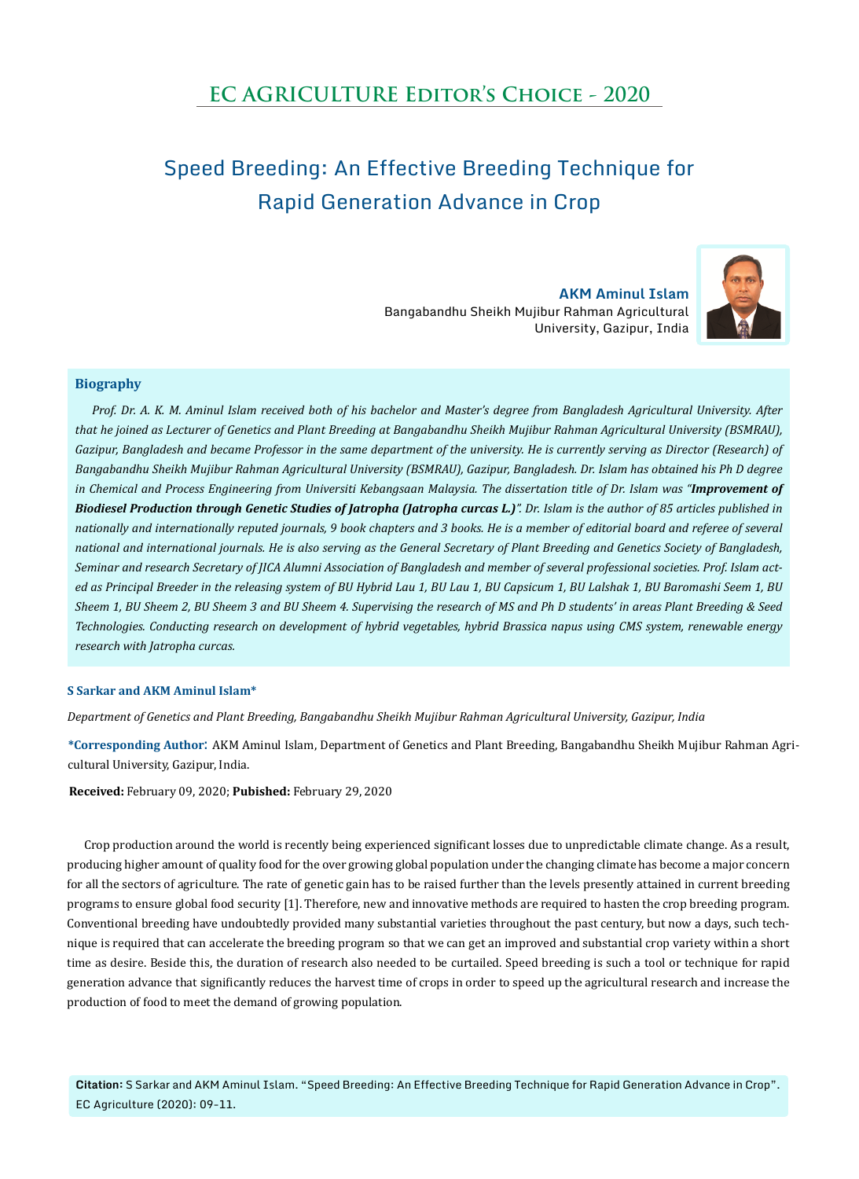# EC AGRICULTURE Editor's Choice - 2020

## Speed Breeding: An Effective Breeding Technique for Rapid Generation Advance in Crop

**AKM Aminul Islam**
Bangabandhu Sheikh Mujibur Rahman Agricultural University, Gazipur, India

### Biography

*Prof. Dr. A. K. M. Aminul Islam received both of his bachelor and Master's degree from Bangladesh Agricultural University. After that he joined as Lecturer of Genetics and Plant Breeding at Bangabandhu Sheikh Mujibur Rahman Agricultural University (BSMRAU), Gazipur, Bangladesh and became Professor in the same department of the university. He is currently serving as Director (Research) of Bangabandhu Sheikh Mujibur Rahman Agricultural University (BSMRAU), Gazipur, Bangladesh. Dr. Islam has obtained his Ph D degree in Chemical and Process Engineering from Universiti Kebangsaan Malaysia. The dissertation title of Dr. Islam was "**Improvement of Biodiesel Production through Genetic Studies of Jatropha (Jatropha curcas L.)**". Dr. Islam is the author of 85 articles published in nationally and internationally reputed journals, 9 book chapters and 3 books. He is a member of editorial board and referee of several national and international journals. He is also serving as the General Secretary of Plant Breeding and Genetics Society of Bangladesh, Seminar and research Secretary of JICA Alumni Association of Bangladesh and member of several professional societies. Prof. Islam acted as Principal Breeder in the releasing system of BU Hybrid Lau 1, BU Lau 1, BU Capsicum 1, BU Lalshak 1, BU Baromashi Seem 1, BU Sheem 1, BU Sheem 2, BU Sheem 3 and BU Sheem 4. Supervising the research of MS and Ph D students' in areas Plant Breeding & Seed Technologies. Conducting research on development of hybrid vegetables, hybrid Brassica napus using CMS system, renewable energy research with Jatropha curcas.*

**S Sarkar and AKM Aminul Islam***

*Department of Genetics and Plant Breeding, Bangabandhu Sheikh Mujibur Rahman Agricultural University, Gazipur, India*

**\*Corresponding Author**: AKM Aminul Islam, Department of Genetics and Plant Breeding, Bangabandhu Sheikh Mujibur Rahman Agricultural University, Gazipur, India.

**Received:** February 09, 2020; **Pubished:** February 29, 2020

Crop production around the world is recently being experienced significant losses due to unpredictable climate change. As a result, producing higher amount of quality food for the over growing global population under the changing climate has become a major concern for all the sectors of agriculture. The rate of genetic gain has to be raised further than the levels presently attained in current breeding programs to ensure global food security [1]. Therefore, new and innovative methods are required to hasten the crop breeding program. Conventional breeding have undoubtedly provided many substantial varieties throughout the past century, but now a days, such technique is required that can accelerate the breeding program so that we can get an improved and substantial crop variety within a short time as desire. Beside this, the duration of research also needed to be curtailed. Speed breeding is such a tool or technique for rapid generation advance that significantly reduces the harvest time of crops in order to speed up the agricultural research and increase the production of food to meet the demand of growing population.

**Citation:** S Sarkar and AKM Aminul Islam. "Speed Breeding: An Effective Breeding Technique for Rapid Generation Advance in Crop". EC Agriculture (2020): 09-11.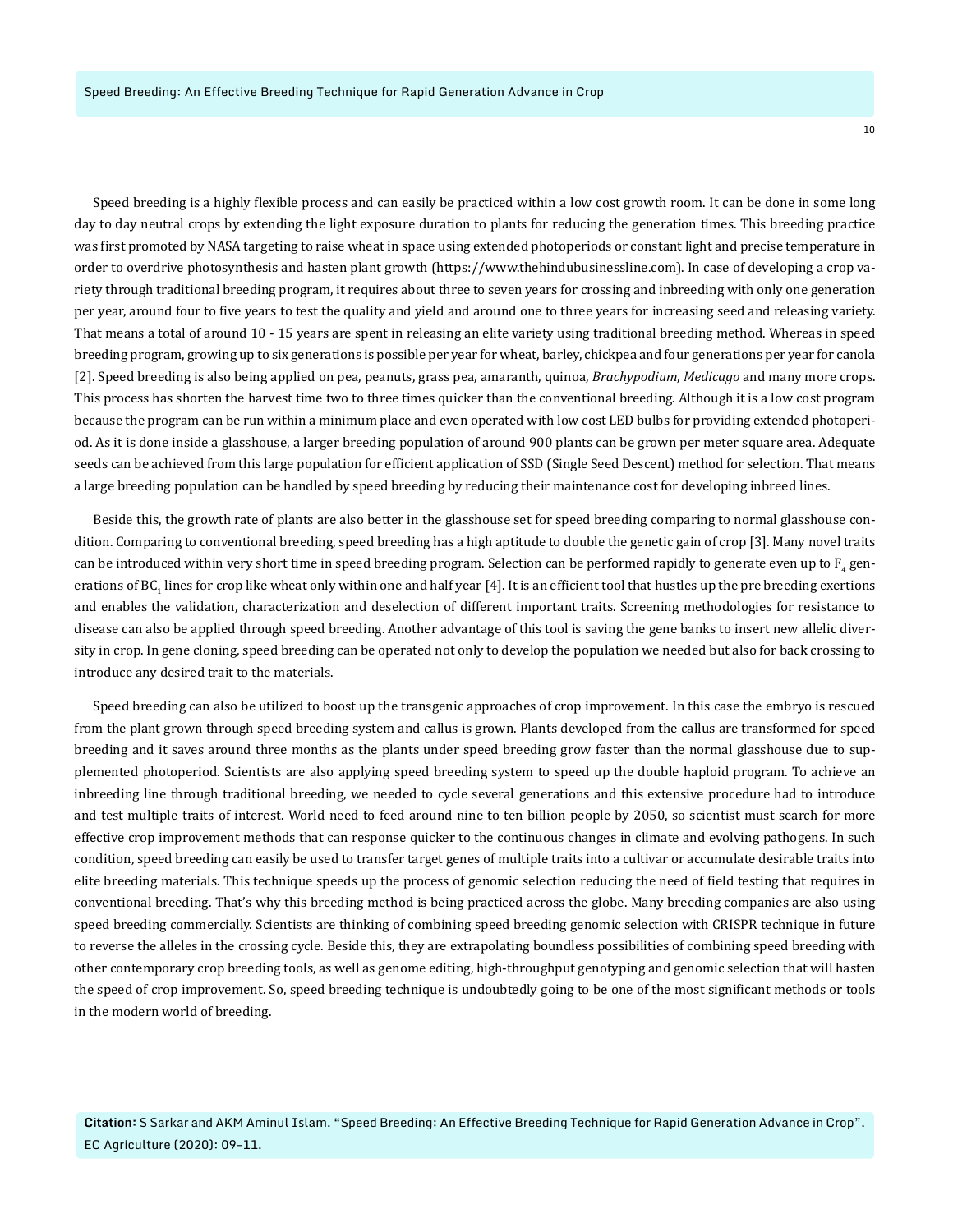Speed breeding is a highly flexible process and can easily be practiced within a low cost growth room. It can be done in some long day to day neutral crops by extending the light exposure duration to plants for reducing the generation times. This breeding practice was first promoted by NASA targeting to raise wheat in space using extended photoperiods or constant light and precise temperature in order to overdrive photosynthesis and hasten plant growth (https://www.thehindubusinessline.com). In case of developing a crop variety through traditional breeding program, it requires about three to seven years for crossing and inbreeding with only one generation per year, around four to five years to test the quality and yield and around one to three years for increasing seed and releasing variety. That means a total of around 10 - 15 years are spent in releasing an elite variety using traditional breeding method. Whereas in speed breeding program, growing up to six generations is possible per year for wheat, barley, chickpea and four generations per year for canola [2]. Speed breeding is also being applied on pea, peanuts, grass pea, amaranth, quinoa, *Brachypodium*, *Medicago* and many more crops. This process has shorten the harvest time two to three times quicker than the conventional breeding. Although it is a low cost program because the program can be run within a minimum place and even operated with low cost LED bulbs for providing extended photoperiod. As it is done inside a glasshouse, a larger breeding population of around 900 plants can be grown per meter square area. Adequate seeds can be achieved from this large population for efficient application of SSD (Single Seed Descent) method for selection. That means a large breeding population can be handled by speed breeding by reducing their maintenance cost for developing inbreed lines.

Beside this, the growth rate of plants are also better in the glasshouse set for speed breeding comparing to normal glasshouse condition. Comparing to conventional breeding, speed breeding has a high aptitude to double the genetic gain of crop [3]. Many novel traits can be introduced within very short time in speed breeding program. Selection can be performed rapidly to generate even up to $F_4$ generations of $BC_1$ lines for crop like wheat only within one and half year [4]. It is an efficient tool that hustles up the pre breeding exertions and enables the validation, characterization and deselection of different important traits. Screening methodologies for resistance to disease can also be applied through speed breeding. Another advantage of this tool is saving the gene banks to insert new allelic diversity in crop. In gene cloning, speed breeding can be operated not only to develop the population we needed but also for back crossing to introduce any desired trait to the materials.

Speed breeding can also be utilized to boost up the transgenic approaches of crop improvement. In this case the embryo is rescued from the plant grown through speed breeding system and callus is grown. Plants developed from the callus are transformed for speed breeding and it saves around three months as the plants under speed breeding grow faster than the normal glasshouse due to supplemented photoperiod. Scientists are also applying speed breeding system to speed up the double haploid program. To achieve an inbreeding line through traditional breeding, we needed to cycle several generations and this extensive procedure had to introduce and test multiple traits of interest. World need to feed around nine to ten billion people by 2050, so scientist must search for more effective crop improvement methods that can response quicker to the continuous changes in climate and evolving pathogens. In such condition, speed breeding can easily be used to transfer target genes of multiple traits into a cultivar or accumulate desirable traits into elite breeding materials. This technique speeds up the process of genomic selection reducing the need of field testing that requires in conventional breeding. That's why this breeding method is being practiced across the globe. Many breeding companies are also using speed breeding commercially. Scientists are thinking of combining speed breeding genomic selection with CRISPR technique in future to reverse the alleles in the crossing cycle. Beside this, they are extrapolating boundless possibilities of combining speed breeding with other contemporary crop breeding tools, as well as genome editing, high-throughput genotyping and genomic selection that will hasten the speed of crop improvement. So, speed breeding technique is undoubtedly going to be one of the most significant methods or tools in the modern world of breeding.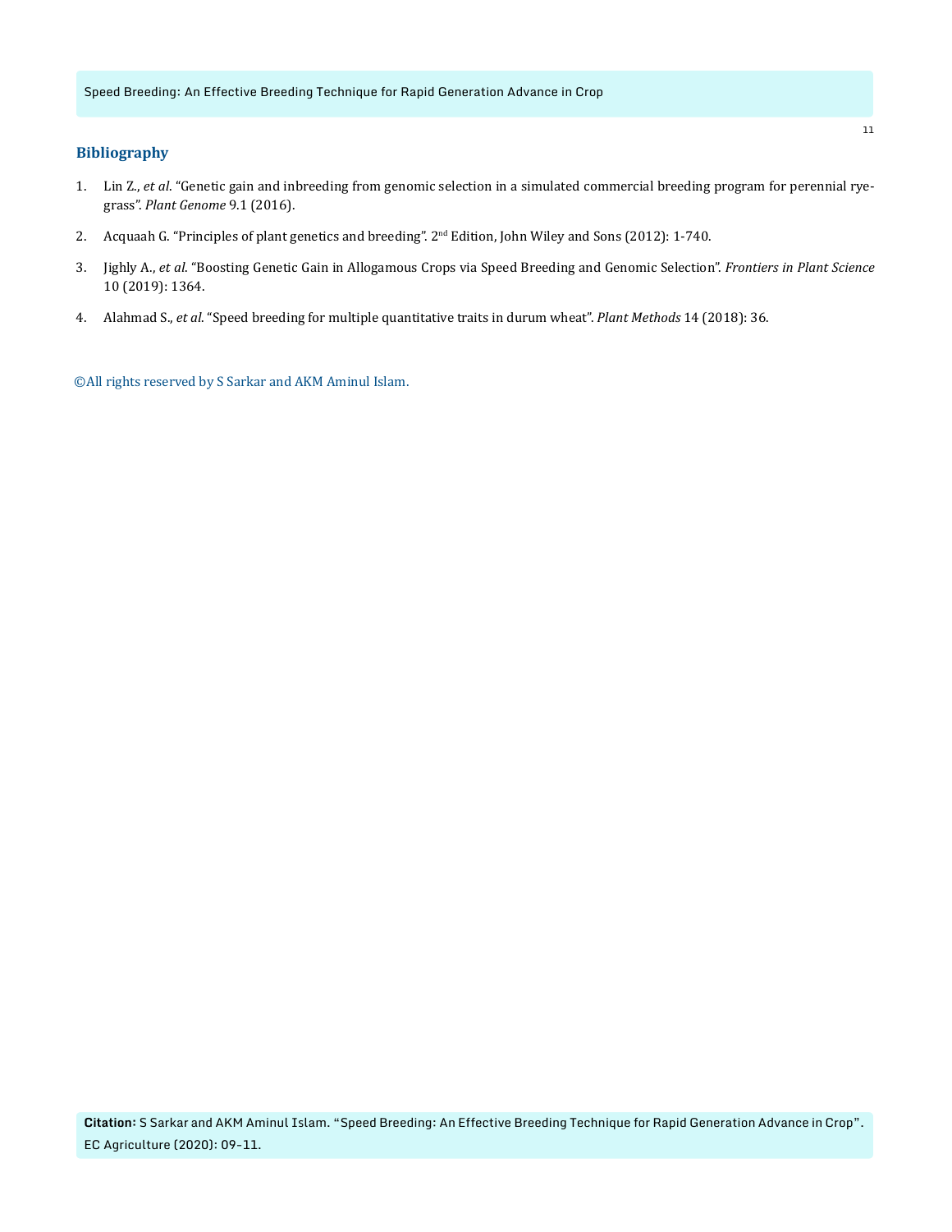## Bibliography

1. Lin Z., *et al*. "Genetic gain and inbreeding from genomic selection in a simulated commercial breeding program for perennial ryegrass". *Plant Genome* 9.1 (2016).

2. Acquaah G. "Principles of plant genetics and breeding". 2nd Edition, John Wiley and Sons (2012): 1-740.

3. Jighly A., *et al*. "Boosting Genetic Gain in Allogamous Crops via Speed Breeding and Genomic Selection". *Frontiers in Plant Science* 10 (2019): 1364.

4. Alahmad S., *et al*. "Speed breeding for multiple quantitative traits in durum wheat". *Plant Methods* 14 (2018): 36.

©All rights reserved by S Sarkar and AKM Aminul Islam.